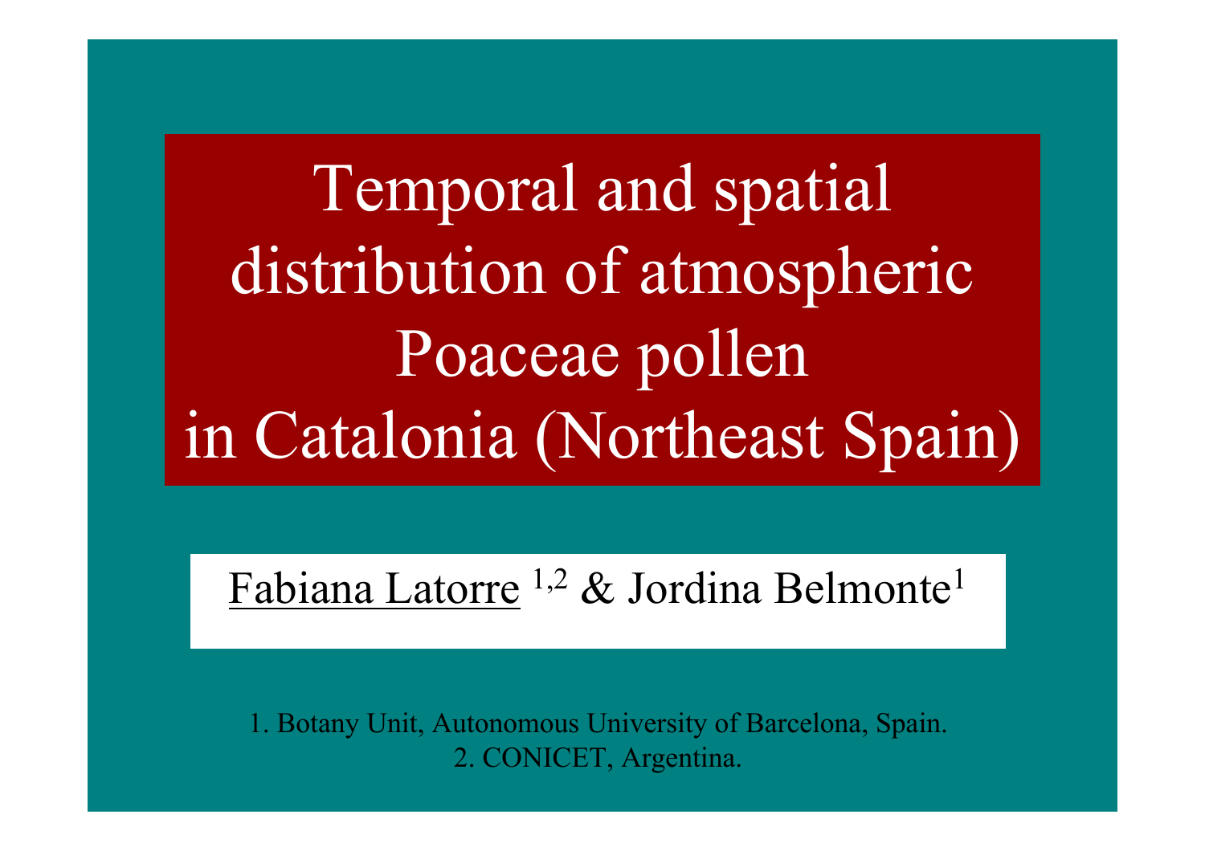# Temporal and spatial distribution of atmospheric Poaceae pollen in Catalonia (Northeast Spain)

Fabiana Latorre [1,2] & Jordina Belmonte[1]

1. Botany Unit, Autonomous University of Barcelona, Spain.
2. CONICET, Argentina.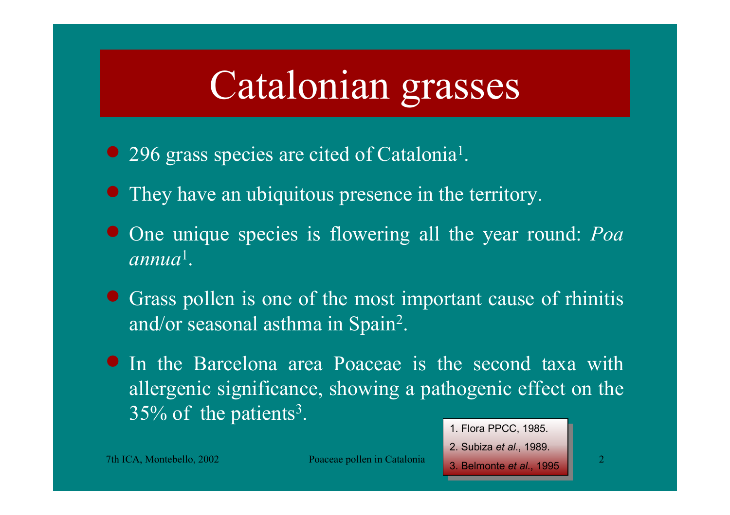# Catalonian grasses

- 296 grass species are cited of Catalonia[1].
- They have an ubiquitous presence in the territory.
- One unique species is flowering all the year round: *Poa annua*[1].
- Grass pollen is one of the most important cause of rhinitis and/or seasonal asthma in Spain[2].
- In the Barcelona area Poaceae is the second taxa with allergenic significance, showing a pathogenic effect on the 35% of the patients[3].

1. Flora PPCC, 1985.
2. Subiza *et al*., 1989.
3. Belmonte *et al*., 1995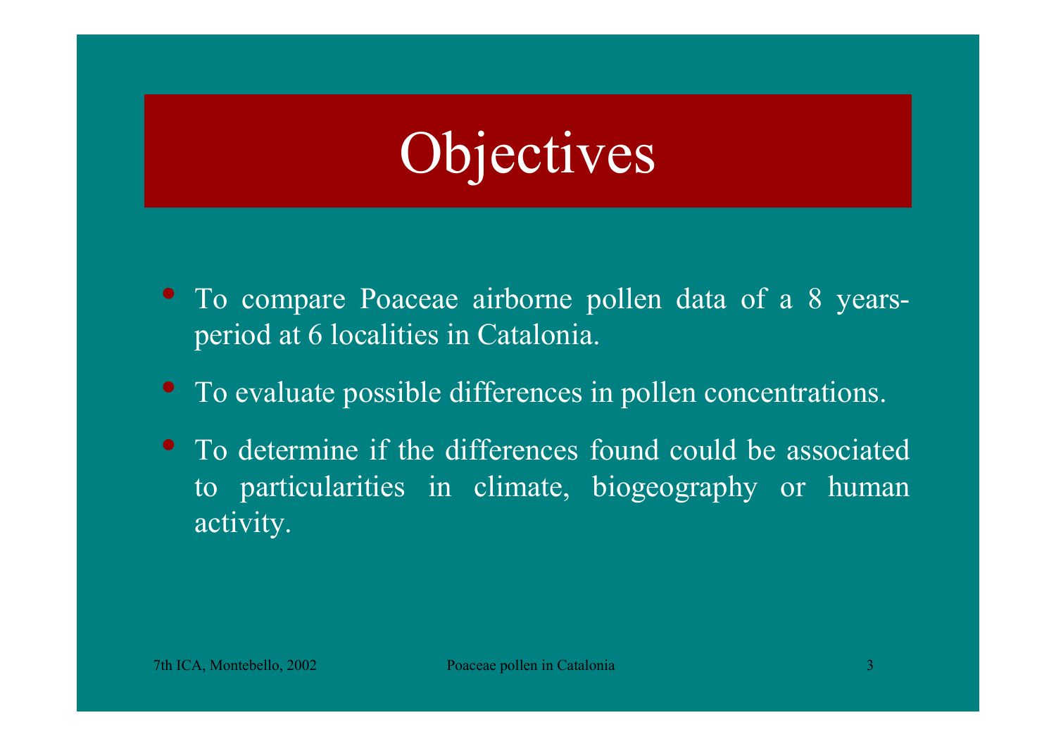# Objectives

- To compare Poaceae airborne pollen data of a 8 years-period at 6 localities in Catalonia.
- To evaluate possible differences in pollen concentrations.
- To determine if the differences found could be associated to particularities in climate, biogeography or human activity.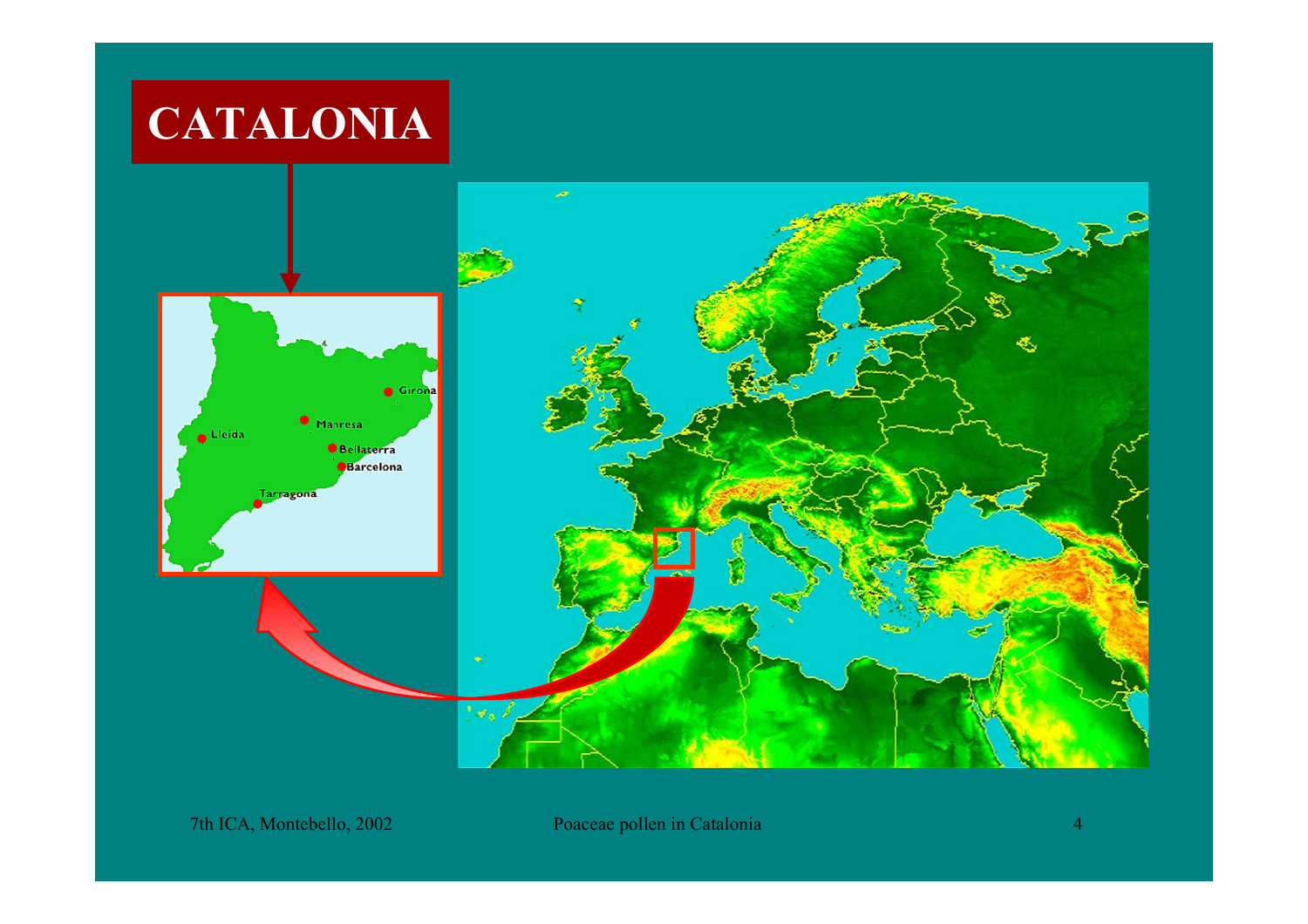# CATALONIA

Girona

Manresa

Lleida

Bellaterra

Barcelona

Tarragona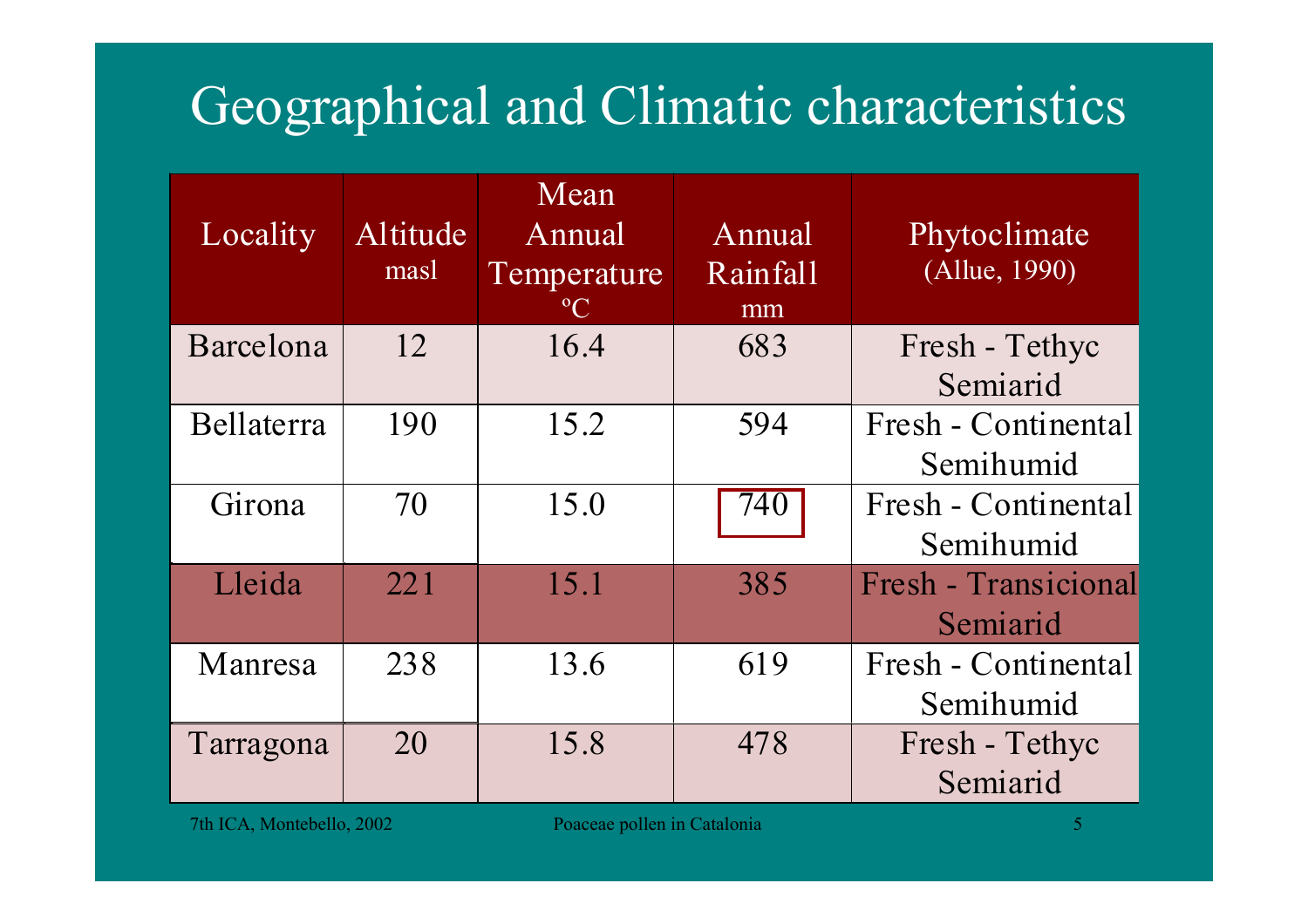# Geographical and Climatic characteristics

| Locality | Altitude masl | Mean Annual Temperature ºC | Annual Rainfall mm | Phytoclimate (Allue, 1990) |
|---|---|---|---|---|
| Barcelona | 12 | 16.4 | 683 | Fresh - Tethyc Semiarid |
| Bellaterra | 190 | 15.2 | 594 | Fresh - Continental Semihumid |
| Girona | 70 | 15.0 | 740 | Fresh - Continental Semihumid |
| Lleida | 221 | 15.1 | 385 | Fresh - Transicional Semiarid |
| Manresa | 238 | 13.6 | 619 | Fresh - Continental Semihumid |
| Tarragona | 20 | 15.8 | 478 | Fresh - Tethyc Semiarid |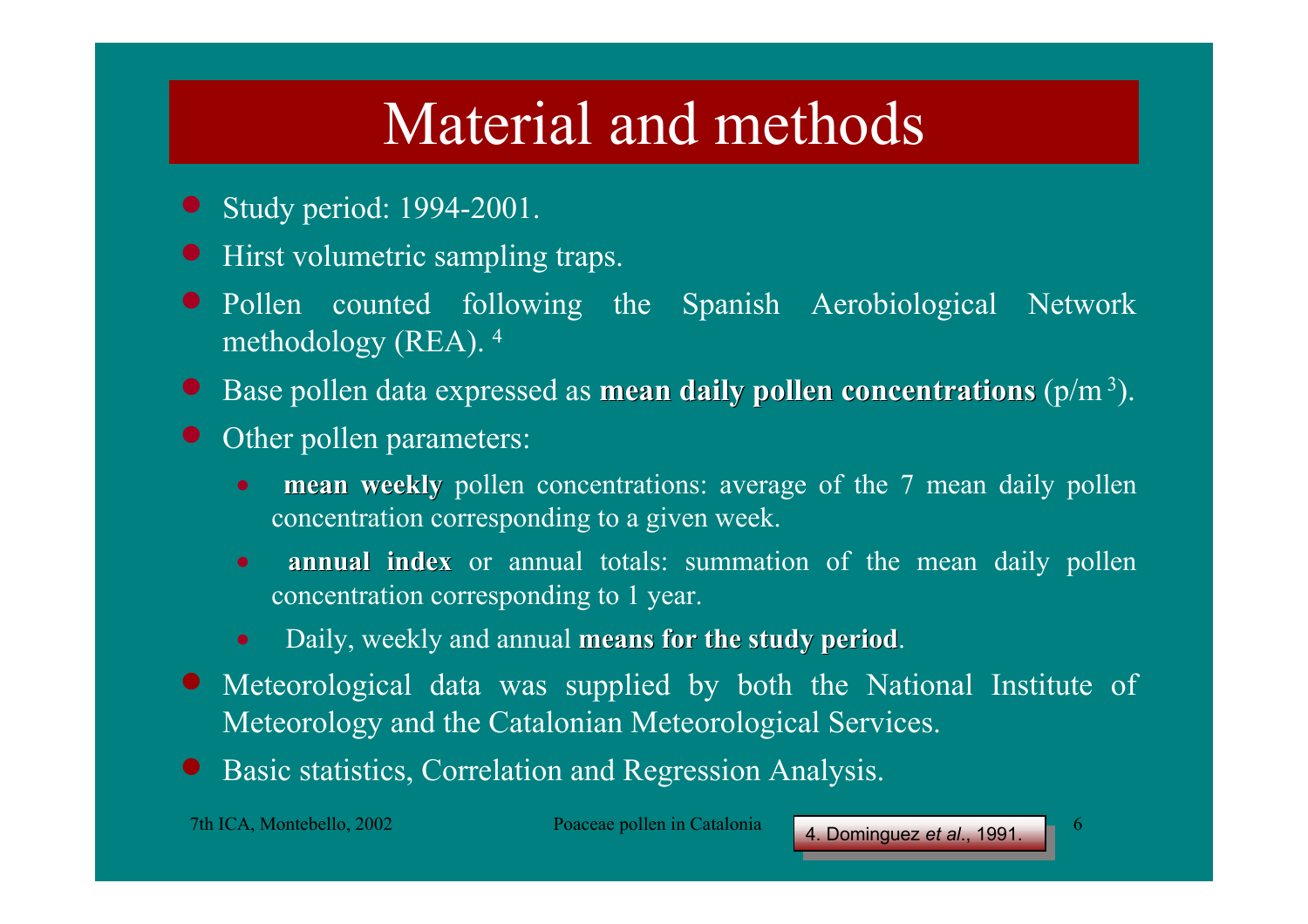# Material and methods

- Study period: 1994-2001.
- Hirst volumetric sampling traps.
- Pollen counted following the Spanish Aerobiological Network methodology (REA). [4]
- Base pollen data expressed as **mean daily pollen concentrations** ($p/m^3$).
- Other pollen parameters:
  - **mean weekly** pollen concentrations: average of the 7 mean daily pollen concentration corresponding to a given week.
  - **annual index** or annual totals: summation of the mean daily pollen concentration corresponding to 1 year.
  - Daily, weekly and annual **means for the study period**.
- Meteorological data was supplied by both the National Institute of Meteorology and the Catalonian Meteorological Services.
- Basic statistics, Correlation and Regression Analysis.

4. Dominguez *et al*., 1991.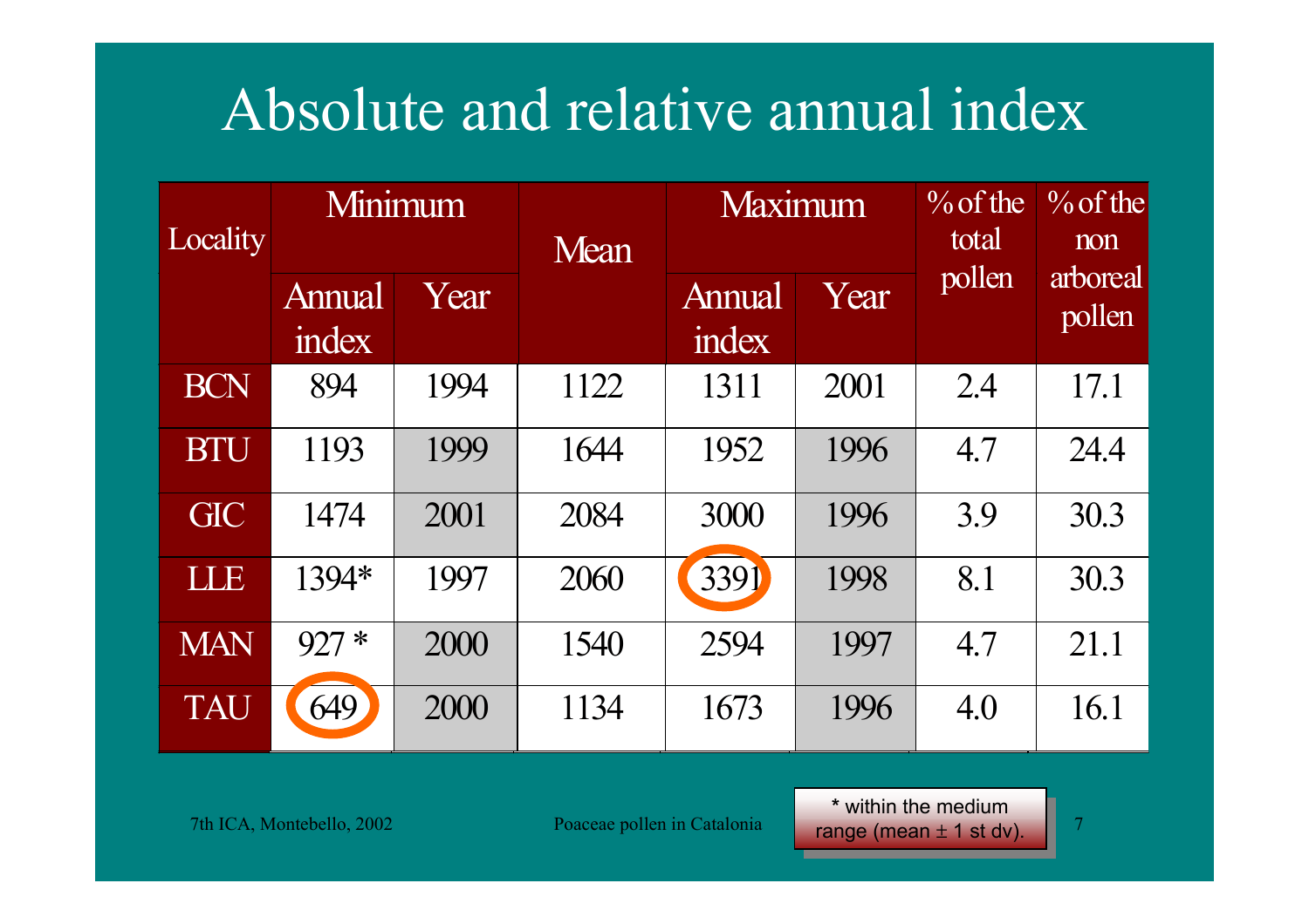# Absolute and relative annual index

| Locality | Minimum | | Mean | Maximum | | % of the total pollen | % of the non arboreal pollen |
|---|---|---|---|---|---|---|---|
| | Annual index | Year | | Annual index | Year | | |
| BCN | 894 | 1994 | 1122 | 1311 | 2001 | 2.4 | 17.1 |
| BTU | 1193 | 1999 | 1644 | 1952 | 1996 | 4.7 | 24.4 |
| GIC | 1474 | 2001 | 2084 | 3000 | 1996 | 3.9 | 30.3 |
| LLE | 1394* | 1997 | 2060 | 3391 | 1998 | 8.1 | 30.3 |
| MAN | 927 * | 2000 | 1540 | 2594 | 1997 | 4.7 | 21.1 |
| TAU | 649 | 2000 | 1134 | 1673 | 1996 | 4.0 | 16.1 |

* within the medium range (mean ± 1 st dv).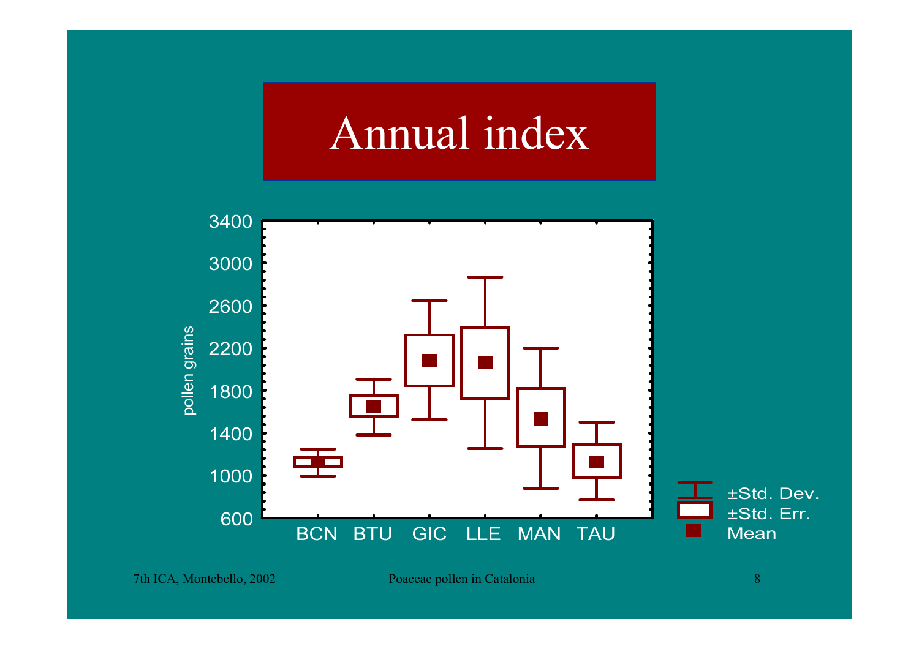# Annual index

pollen grains

3400
3000
2600
2200
1800
1400
1000
600

BCN BTU GIC LLE MAN TAU

±Std. Dev.
±Std. Err.
Mean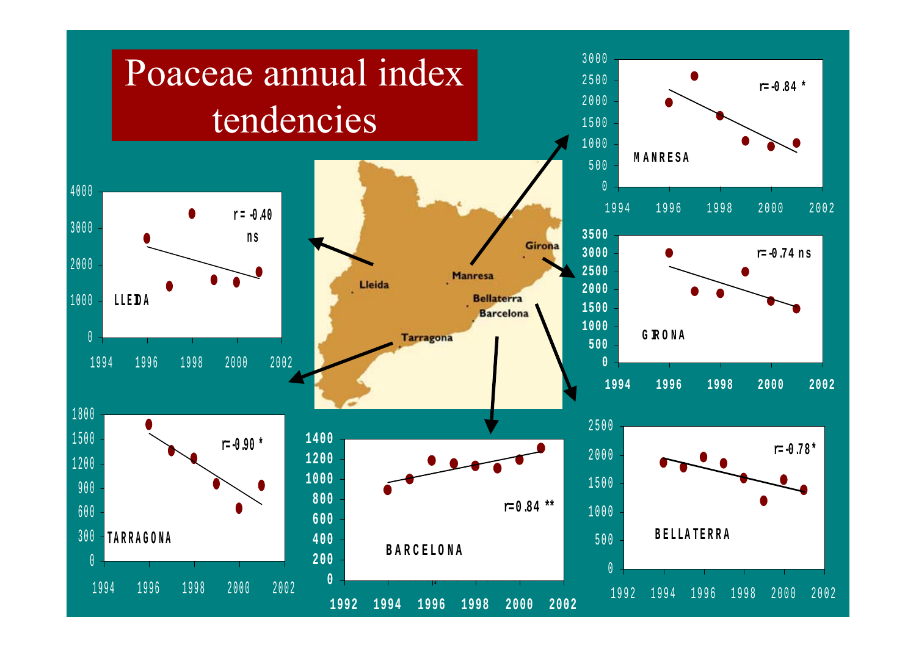# Poaceae annual index tendencies

MANRESA r= -0.84 *

GIRONA r= -0.74 ns

LLEIDA r= -0.40 ns

TARRAGONA r= -0.90 *

BARCELONA r= 0.84 **

BELLATERRA r= -0.78*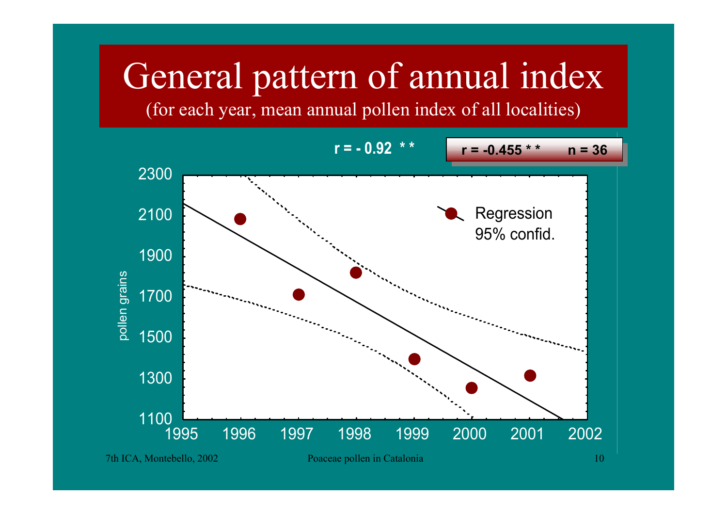# General pattern of annual index

(for each year, mean annual pollen index of all localities)

r = - 0.92 * *

r = -0.455 * *    n = 36

pollen grains

2300
2100
1900
1700
1500
1300
1100

1995 1996 1997 1998 1999 2000 2001 2002

Regression
95% confid.

7th ICA, Montebello, 2002    Poaceae pollen in Catalonia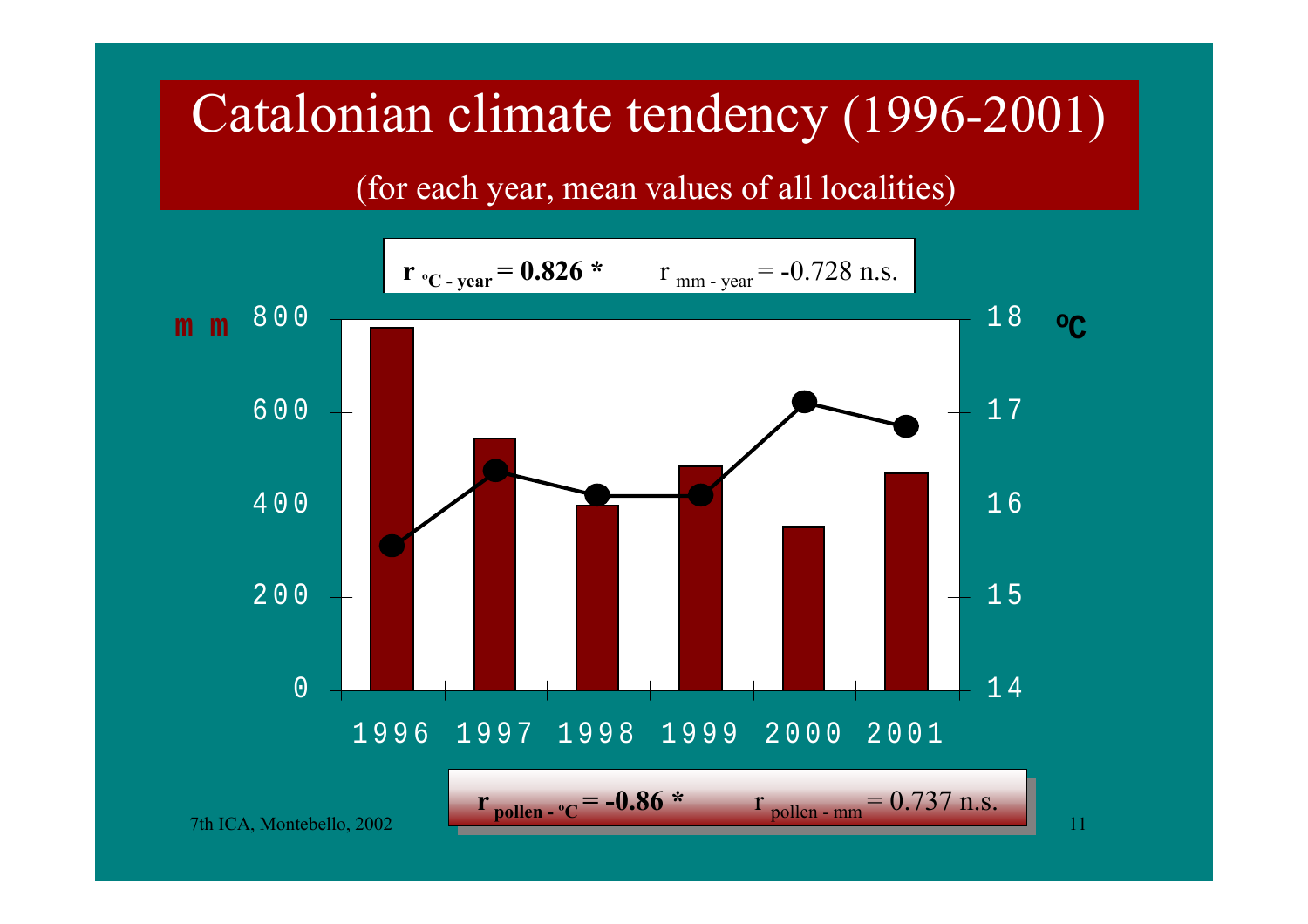# Catalonian climate tendency (1996-2001)

(for each year, mean values of all localities)

**$r_{ºC - year}$ = 0.826 *** $r_{mm - year}$ = -0.728 n.s.

mm

| Year | 1996 | 1997 | 1998 | 1999 | 2000 | 2001 |
|---|---|---|---|---|---|---|

ºC

**$r_{pollen - ºC}$ = -0.86 *** $r_{pollen - mm}$ = 0.737 n.s.

7th ICA, Montebello, 2002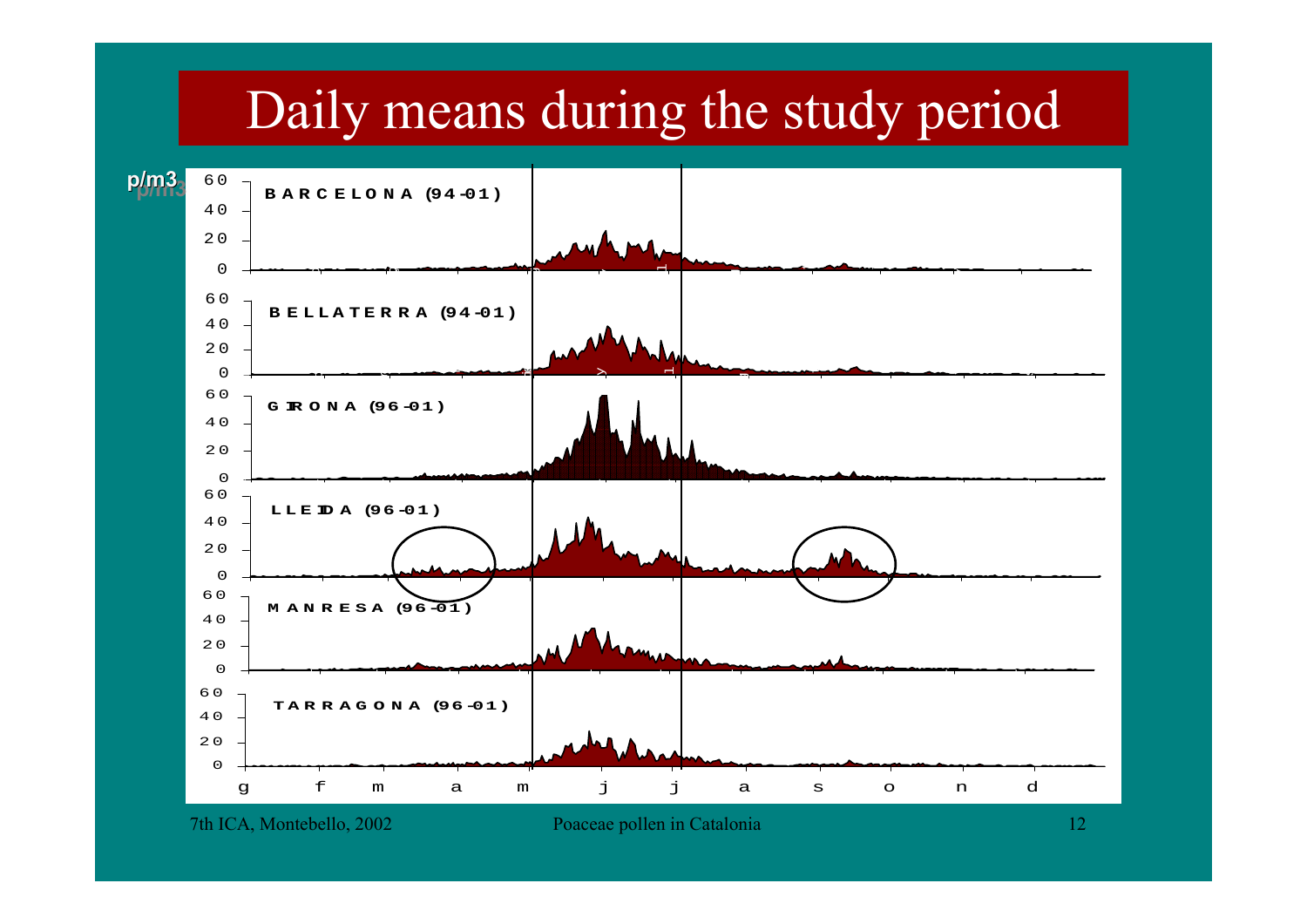# Daily means during the study period

p/m3

BARCELONA (94-01)

BELLATERRA (94-01)

GIRONA (96-01)

LLEIDA (96-01)

MANRESA (96-01)

TARRAGONA (96-01)

g f m a m j j a s o n d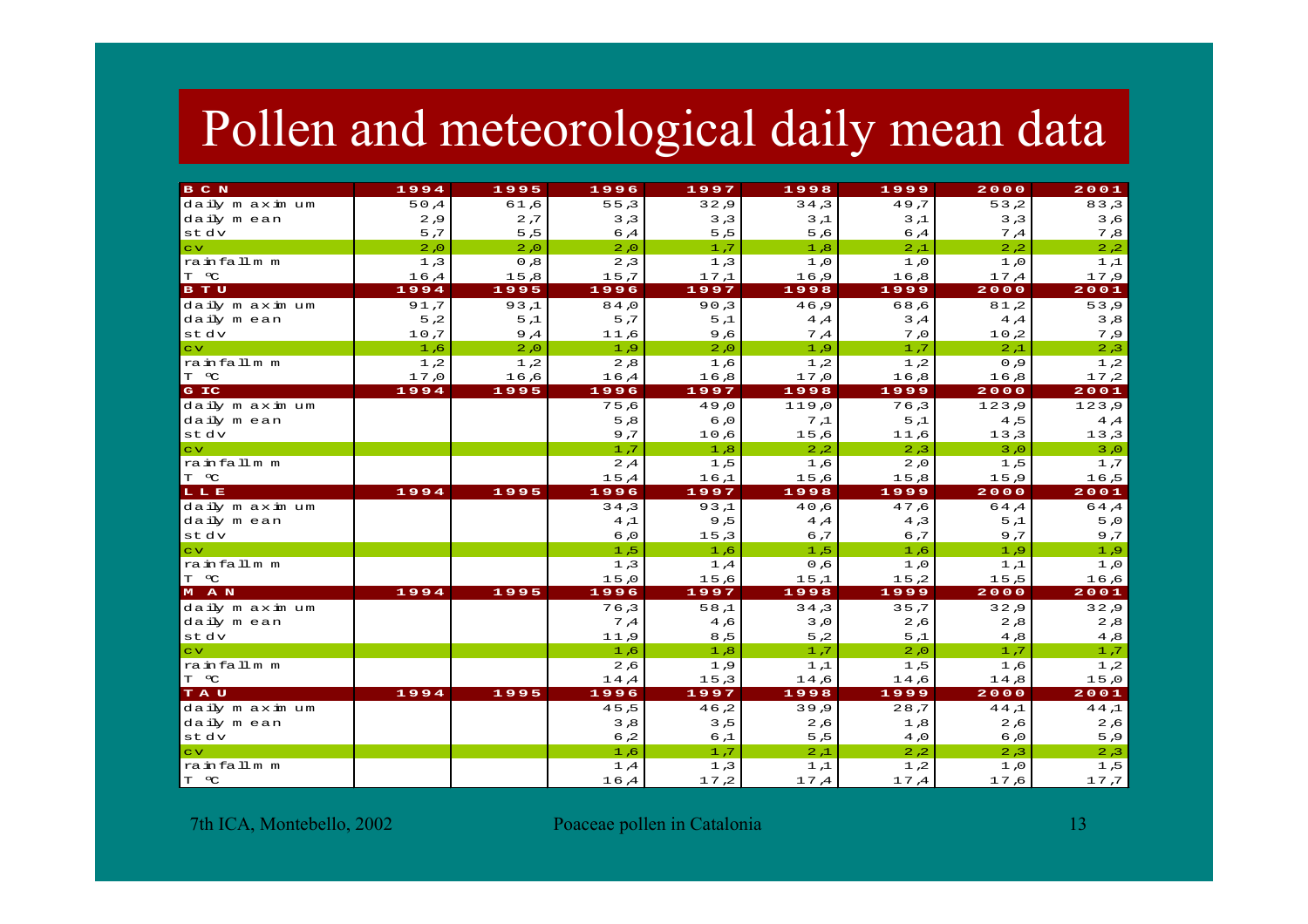# Pollen and meteorological daily mean data

| BCN | 1994 | 1995 | 1996 | 1997 | 1998 | 1999 | 2000 | 2001 |
|---|---|---|---|---|---|---|---|---|
| daily maximum | 50,4 | 61,6 | 55,3 | 32,9 | 34,3 | 49,7 | 53,2 | 83,3 |
| daily mean | 2,9 | 2,7 | 3,3 | 3,3 | 3,1 | 3,1 | 3,3 | 3,6 |
| stdv | 5,7 | 5,5 | 6,4 | 5,5 | 5,6 | 6,4 | 7,4 | 7,8 |
| cv | 2,0 | 2,0 | 2,0 | 1,7 | 1,8 | 2,1 | 2,2 | 2,2 |
| rainfall mm | 1,3 | 0,8 | 2,3 | 1,3 | 1,0 | 1,0 | 1,0 | 1,1 |
| T ºC | 16,4 | 15,8 | 15,7 | 17,1 | 16,9 | 16,8 | 17,4 | 17,9 |
| **BTU** | **1994** | **1995** | **1996** | **1997** | **1998** | **1999** | **2000** | **2001** |
| daily maximum | 91,7 | 93,1 | 84,0 | 90,3 | 46,9 | 68,6 | 81,2 | 53,9 |
| daily mean | 5,2 | 5,1 | 5,7 | 5,1 | 4,4 | 3,4 | 4,4 | 3,8 |
| stdv | 10,7 | 9,4 | 11,6 | 9,6 | 7,4 | 7,0 | 10,2 | 7,9 |
| cv | 1,6 | 2,0 | 1,9 | 2,0 | 1,9 | 1,7 | 2,1 | 2,3 |
| rainfall mm | 1,2 | 1,2 | 2,8 | 1,6 | 1,2 | 1,2 | 0,9 | 1,2 |
| T ºC | 17,0 | 16,6 | 16,4 | 16,8 | 17,0 | 16,8 | 16,8 | 17,2 |
| **GIC** | **1994** | **1995** | **1996** | **1997** | **1998** | **1999** | **2000** | **2001** |
| daily maximum | | | 75,6 | 49,0 | 119,0 | 76,3 | 123,9 | 123,9 |
| daily mean | | | 5,8 | 6,0 | 7,1 | 5,1 | 4,5 | 4,4 |
| stdv | | | 9,7 | 10,6 | 15,6 | 11,6 | 13,3 | 13,3 |
| cv | | | 1,7 | 1,8 | 2,2 | 2,3 | 3,0 | 3,0 |
| rainfall mm | | | 2,4 | 1,5 | 1,6 | 2,0 | 1,5 | 1,7 |
| T ºC | | | 15,4 | 16,1 | 15,6 | 15,8 | 15,9 | 16,5 |
| **LLE** | **1994** | **1995** | **1996** | **1997** | **1998** | **1999** | **2000** | **2001** |
| daily maximum | | | 34,3 | 93,1 | 40,6 | 47,6 | 64,4 | 64,4 |
| daily mean | | | 4,1 | 9,5 | 4,4 | 4,3 | 5,1 | 5,0 |
| stdv | | | 6,0 | 15,3 | 6,7 | 6,7 | 9,7 | 9,7 |
| cv | | | 1,5 | 1,6 | 1,5 | 1,6 | 1,9 | 1,9 |
| rainfall mm | | | 1,3 | 1,4 | 0,6 | 1,0 | 1,1 | 1,0 |
| T ºC | | | 15,0 | 15,6 | 15,1 | 15,2 | 15,5 | 16,6 |
| **MAN** | **1994** | **1995** | **1996** | **1997** | **1998** | **1999** | **2000** | **2001** |
| daily maximum | | | 76,3 | 58,1 | 34,3 | 35,7 | 32,9 | 32,9 |
| daily mean | | | 7,4 | 4,6 | 3,0 | 2,6 | 2,8 | 2,8 |
| stdv | | | 11,9 | 8,5 | 5,2 | 5,1 | 4,8 | 4,8 |
| cv | | | 1,6 | 1,8 | 1,7 | 2,0 | 1,7 | 1,7 |
| rainfall mm | | | 2,6 | 1,9 | 1,1 | 1,5 | 1,6 | 1,2 |
| T ºC | | | 14,4 | 15,3 | 14,6 | 14,6 | 14,8 | 15,0 |
| **TAU** | **1994** | **1995** | **1996** | **1997** | **1998** | **1999** | **2000** | **2001** |
| daily maximum | | | 45,5 | 46,2 | 39,9 | 28,7 | 44,1 | 44,1 |
| daily mean | | | 3,8 | 3,5 | 2,6 | 1,8 | 2,6 | 2,6 |
| stdv | | | 6,2 | 6,1 | 5,5 | 4,0 | 6,0 | 5,9 |
| cv | | | 1,6 | 1,7 | 2,1 | 2,2 | 2,3 | 2,3 |
| rainfall mm | | | 1,4 | 1,3 | 1,1 | 1,2 | 1,0 | 1,5 |
| T ºC | | | 16,4 | 17,2 | 17,4 | 17,4 | 17,6 | 17,7 |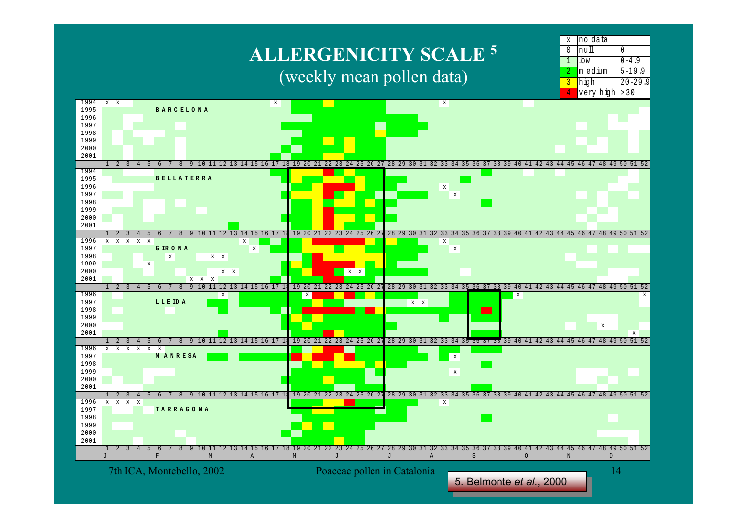# ALLERGENICITY SCALE [5]

(weekly mean pollen data)

| | | |
|---|---|---|
| x | no data | |
| 0 | null | 0 |
| 1 | low | 0-4.9 |
| 2 | medium | 5-19.9 |
| 3 | high | 20-29.9 |
| 4 | very high | >30 |

BARCELONA (1994–2001)

BELLATERRA (1994–2001)

GIRONA (1996–2001)

LLEIDA (1996–2001)

MANRESA (1996–2001)

TARRAGONA (1996–2001)

Weeks: 1 2 3 4 5 6 7 8 9 10 11 12 13 14 15 16 17 18 19 20 21 22 23 24 25 26 27 28 29 30 31 32 33 34 35 36 37 38 39 40 41 42 43 44 45 46 47 48 49 50 51 52

Months: J F M A M J J A S O N D

7th ICA, Montebello, 2002

Poaceae pollen in Catalonia

5. Belmonte *et al*., 2000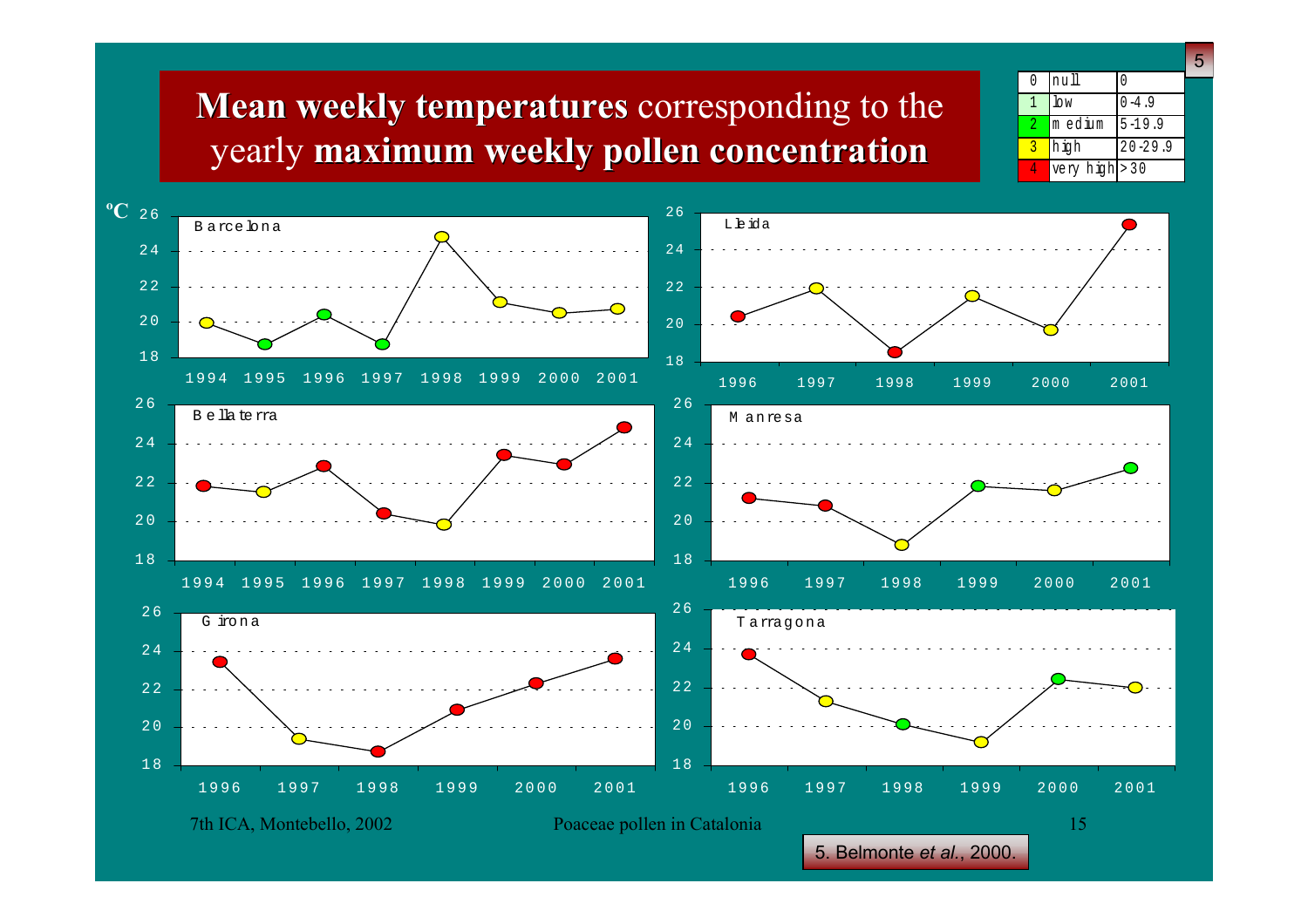# **Mean weekly temperatures** corresponding to the yearly **maximum weekly pollen concentration**

| 0 | null | 0 |
|---|---|---|
| 1 | low | 0-4.9 |
| 2 | medium | 5-19.9 |
| 3 | high | 20-29.9 |
| 4 | very high | >30 |

ºC

**Barcelona**

| Year | 1994 | 1995 | 1996 | 1997 | 1998 | 1999 | 2000 | 2001 |
|---|---|---|---|---|---|---|---|---|

**Lleida**

| Year | 1996 | 1997 | 1998 | 1999 | 2000 | 2001 |
|---|---|---|---|---|---|---|

**Bellaterra**

| Year | 1994 | 1995 | 1996 | 1997 | 1998 | 1999 | 2000 | 2001 |
|---|---|---|---|---|---|---|---|---|

**Manresa**

| Year | 1996 | 1997 | 1998 | 1999 | 2000 | 2001 |
|---|---|---|---|---|---|---|

**Girona**

| Year | 1996 | 1997 | 1998 | 1999 | 2000 | 2001 |
|---|---|---|---|---|---|---|

**Tarragona**

| Year | 1996 | 1997 | 1998 | 1999 | 2000 | 2001 |
|---|---|---|---|---|---|---|

5. Belmonte *et al.*, 2000.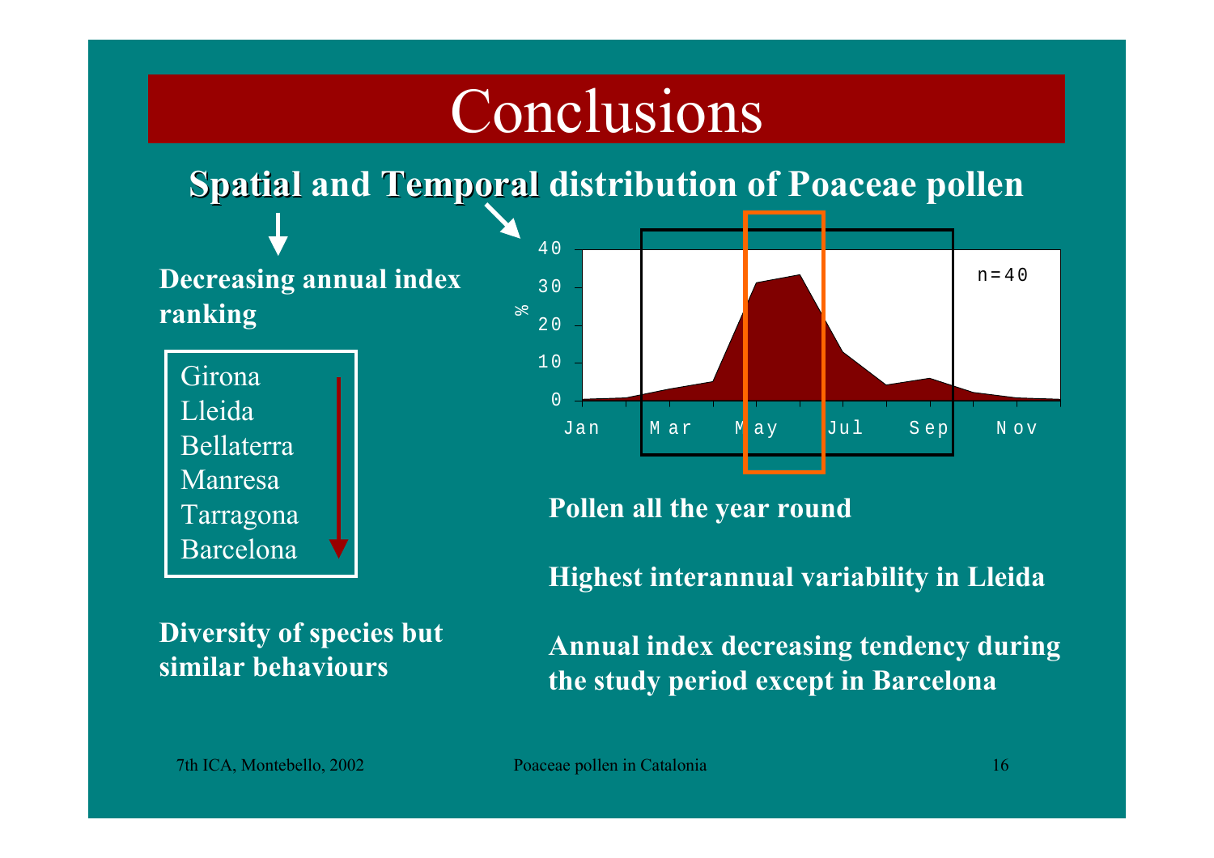# Conclusions

## Spatial and Temporal distribution of Poaceae pollen

**Decreasing annual index ranking**

- Girona
- Lleida
- Bellaterra
- Manresa
- Tarragona
- Barcelona

**Diversity of species but similar behaviours**

**Pollen all the year round**

**Highest interannual variability in Lleida**

**Annual index decreasing tendency during the study period except in Barcelona**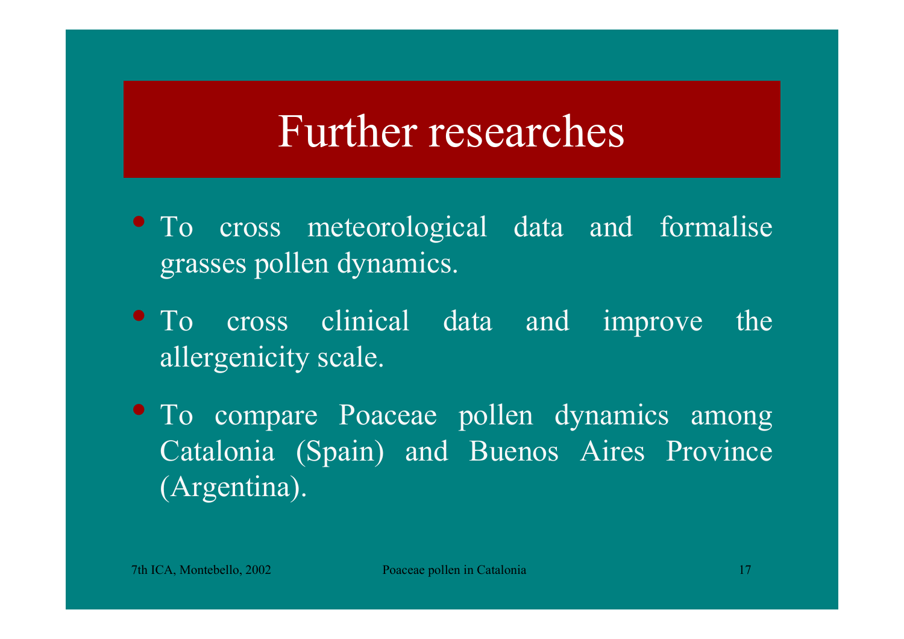# Further researches

- To cross meteorological data and formalise grasses pollen dynamics.
- To cross clinical data and improve the allergenicity scale.
- To compare Poaceae pollen dynamics among Catalonia (Spain) and Buenos Aires Province (Argentina).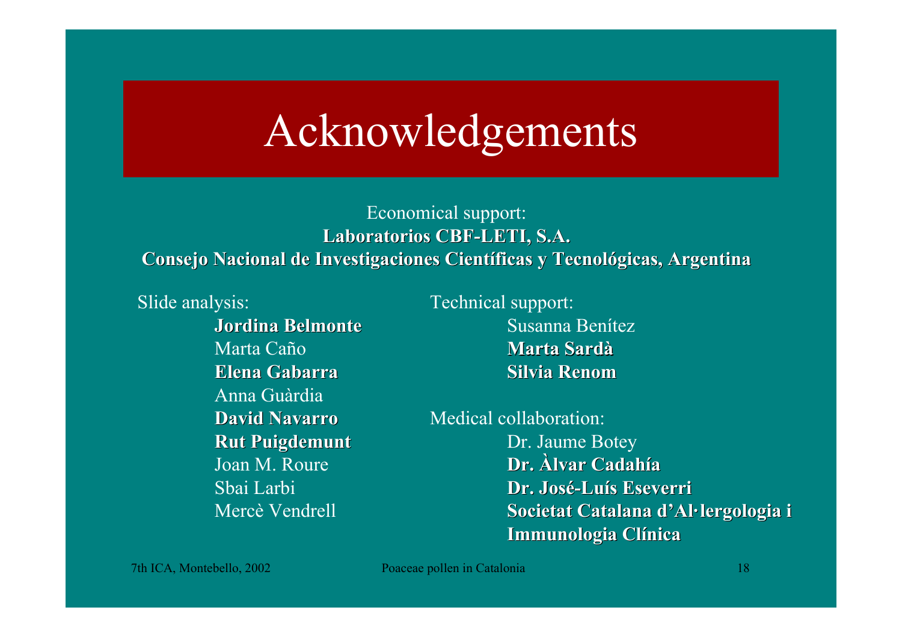# Acknowledgements

Economical support:

**Laboratorios CBF-LETI, S.A.**

**Consejo Nacional de Investigaciones Científicas y Tecnológicas, Argentina**

Slide analysis:

- **Jordina Belmonte**
- Marta Caño
- **Elena Gabarra**
- Anna Guàrdia
- **David Navarro**
- **Rut Puigdemunt**
- Joan M. Roure
- Sbai Larbi
- Mercè Vendrell

Technical support:

- Susanna Benítez
- **Marta Sardà**
- **Silvia Renom**

Medical collaboration:

- Dr. Jaume Botey
- **Dr. Àlvar Cadahía**
- **Dr. José-Luís Eseverri**
- **Societat Catalana d'Al·lergologia i Immunologia Clínica**